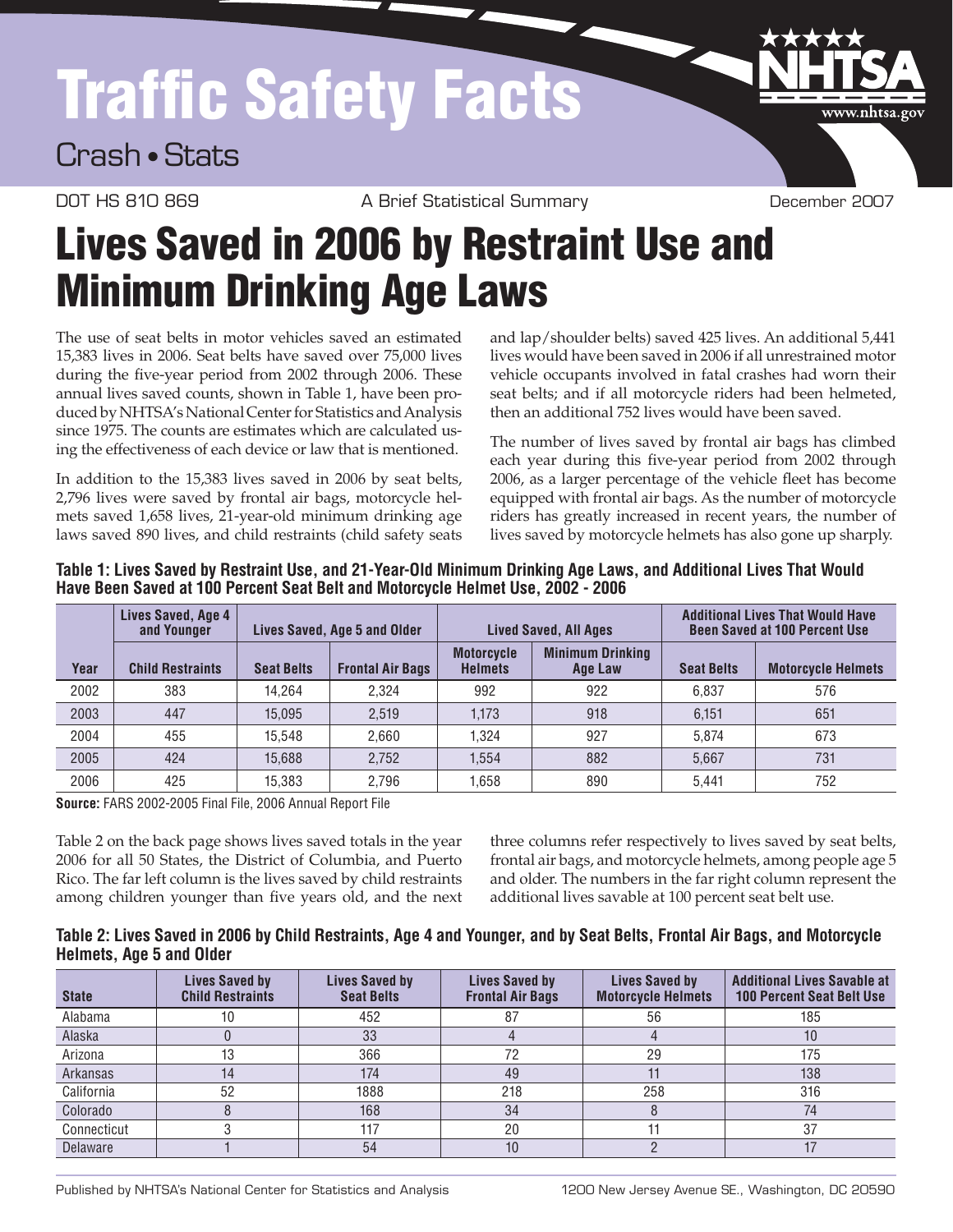# Traffic Safety Facts

Crash • Stats

DOT HS 810 869 | A Brief Statistical Summary | December 2007

# Lives Saved in 2006 by Restraint Use and Minimum Drinking Age Laws

The use of seat belts in motor vehicles saved an estimated 15,383 lives in 2006. Seat belts have saved over 75,000 lives during the five-year period from 2002 through 2006. These annual lives saved counts, shown in Table 1, have been produced by NHTSA's National Center for Statistics and Analysis since 1975. The counts are estimates which are calculated using the effectiveness of each device or law that is mentioned.

In addition to the 15,383 lives saved in 2006 by seat belts, 2,796 lives were saved by frontal air bags, motorcycle helmets saved 1,658 lives, 21-year-old minimum drinking age laws saved 890 lives, and child restraints (child safety seats and lap/shoulder belts) saved 425 lives. An additional 5,441 lives would have been saved in 2006 if all unrestrained motor vehicle occupants involved in fatal crashes had worn their seat belts; and if all motorcycle riders had been helmeted, then an additional 752 lives would have been saved.

The number of lives saved by frontal air bags has climbed each year during this five-year period from 2002 through 2006, as a larger percentage of the vehicle fleet has become equipped with frontal air bags. As the number of motorcycle riders has greatly increased in recent years, the number of lives saved by motorcycle helmets has also gone up sharply.

**Table 1: Lives Saved by Restraint Use, and 21-Year-Old Minimum Drinking Age Laws, and Additional Lives That Would Have Been Saved at 100 Percent Seat Belt and Motorcycle Helmet Use, 2002 - 2006**

| | Lives Saved, Age 4 and Younger | Lives Saved, Age 5 and Older | | Lived Saved, All Ages | | Additional Lives That Would Have Been Saved at 100 Percent Use | |
|---|---|---|---|---|---|---|---|
| Year | Child Restraints | Seat Belts | Frontal Air Bags | Motorcycle Helmets | Minimum Drinking Age Law | Seat Belts | Motorcycle Helmets |
| 2002 | 383 | 14,264 | 2,324 | 992 | 922 | 6,837 | 576 |
| 2003 | 447 | 15,095 | 2,519 | 1,173 | 918 | 6,151 | 651 |
| 2004 | 455 | 15,548 | 2,660 | 1,324 | 927 | 5,874 | 673 |
| 2005 | 424 | 15,688 | 2,752 | 1,554 | 882 | 5,667 | 731 |
| 2006 | 425 | 15,383 | 2,796 | 1,658 | 890 | 5,441 | 752 |

**Source:** FARS 2002-2005 Final File, 2006 Annual Report File

Table 2 on the back page shows lives saved totals in the year 2006 for all 50 States, the District of Columbia, and Puerto Rico. The far left column is the lives saved by child restraints among children younger than five years old, and the next three columns refer respectively to lives saved by seat belts, frontal air bags, and motorcycle helmets, among people age 5 and older. The numbers in the far right column represent the additional lives savable at 100 percent seat belt use.

**Table 2: Lives Saved in 2006 by Child Restraints, Age 4 and Younger, and by Seat Belts, Frontal Air Bags, and Motorcycle Helmets, Age 5 and Older**

| State | Lives Saved by Child Restraints | Lives Saved by Seat Belts | Lives Saved by Frontal Air Bags | Lives Saved by Motorcycle Helmets | Additional Lives Savable at 100 Percent Seat Belt Use |
|---|---|---|---|---|---|
| Alabama | 10 | 452 | 87 | 56 | 185 |
| Alaska | 0 | 33 | 4 | 4 | 10 |
| Arizona | 13 | 366 | 72 | 29 | 175 |
| Arkansas | 14 | 174 | 49 | 11 | 138 |
| California | 52 | 1888 | 218 | 258 | 316 |
| Colorado | 8 | 168 | 34 | 8 | 74 |
| Connecticut | 3 | 117 | 20 | 11 | 37 |
| Delaware | 1 | 54 | 10 | 2 | 17 |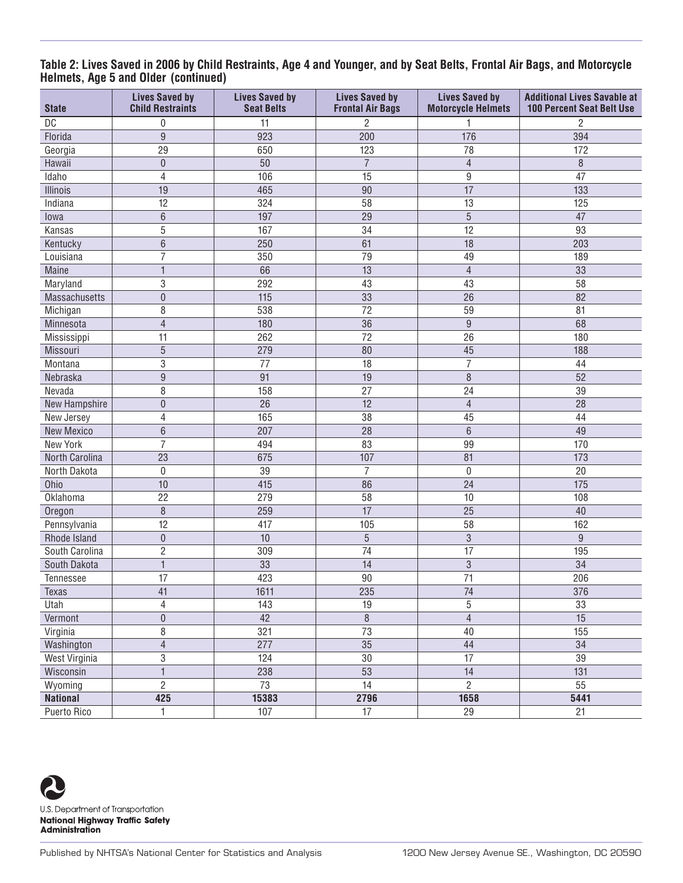**Table 2: Lives Saved in 2006 by Child Restraints, Age 4 and Younger, and by Seat Belts, Frontal Air Bags, and Motorcycle Helmets, Age 5 and Older (continued)**

| State | Lives Saved by Child Restraints | Lives Saved by Seat Belts | Lives Saved by Frontal Air Bags | Lives Saved by Motorcycle Helmets | Additional Lives Savable at 100 Percent Seat Belt Use |
|---|---|---|---|---|---|
| DC | 0 | 11 | 2 | 1 | 2 |
| Florida | 9 | 923 | 200 | 176 | 394 |
| Georgia | 29 | 650 | 123 | 78 | 172 |
| Hawaii | 0 | 50 | 7 | 4 | 8 |
| Idaho | 4 | 106 | 15 | 9 | 47 |
| Illinois | 19 | 465 | 90 | 17 | 133 |
| Indiana | 12 | 324 | 58 | 13 | 125 |
| Iowa | 6 | 197 | 29 | 5 | 47 |
| Kansas | 5 | 167 | 34 | 12 | 93 |
| Kentucky | 6 | 250 | 61 | 18 | 203 |
| Louisiana | 7 | 350 | 79 | 49 | 189 |
| Maine | 1 | 66 | 13 | 4 | 33 |
| Maryland | 3 | 292 | 43 | 43 | 58 |
| Massachusetts | 0 | 115 | 33 | 26 | 82 |
| Michigan | 8 | 538 | 72 | 59 | 81 |
| Minnesota | 4 | 180 | 36 | 9 | 68 |
| Mississippi | 11 | 262 | 72 | 26 | 180 |
| Missouri | 5 | 279 | 80 | 45 | 188 |
| Montana | 3 | 77 | 18 | 7 | 44 |
| Nebraska | 9 | 91 | 19 | 8 | 52 |
| Nevada | 8 | 158 | 27 | 24 | 39 |
| New Hampshire | 0 | 26 | 12 | 4 | 28 |
| New Jersey | 4 | 165 | 38 | 45 | 44 |
| New Mexico | 6 | 207 | 28 | 6 | 49 |
| New York | 7 | 494 | 83 | 99 | 170 |
| North Carolina | 23 | 675 | 107 | 81 | 173 |
| North Dakota | 0 | 39 | 7 | 0 | 20 |
| Ohio | 10 | 415 | 86 | 24 | 175 |
| Oklahoma | 22 | 279 | 58 | 10 | 108 |
| Oregon | 8 | 259 | 17 | 25 | 40 |
| Pennsylvania | 12 | 417 | 105 | 58 | 162 |
| Rhode Island | 0 | 10 | 5 | 3 | 9 |
| South Carolina | 2 | 309 | 74 | 17 | 195 |
| South Dakota | 1 | 33 | 14 | 3 | 34 |
| Tennessee | 17 | 423 | 90 | 71 | 206 |
| Texas | 41 | 1611 | 235 | 74 | 376 |
| Utah | 4 | 143 | 19 | 5 | 33 |
| Vermont | 0 | 42 | 8 | 4 | 15 |
| Virginia | 8 | 321 | 73 | 40 | 155 |
| Washington | 4 | 277 | 35 | 44 | 34 |
| West Virginia | 3 | 124 | 30 | 17 | 39 |
| Wisconsin | 1 | 238 | 53 | 14 | 131 |
| Wyoming | 2 | 73 | 14 | 2 | 55 |
| **National** | **425** | **15383** | **2796** | **1658** | **5441** |
| Puerto Rico | 1 | 107 | 17 | 29 | 21 |

U.S. Department of Transportation
**National Highway Traffic Safety Administration**

Published by NHTSA's National Center for Statistics and Analysis 1200 New Jersey Avenue SE., Washington, DC 20590